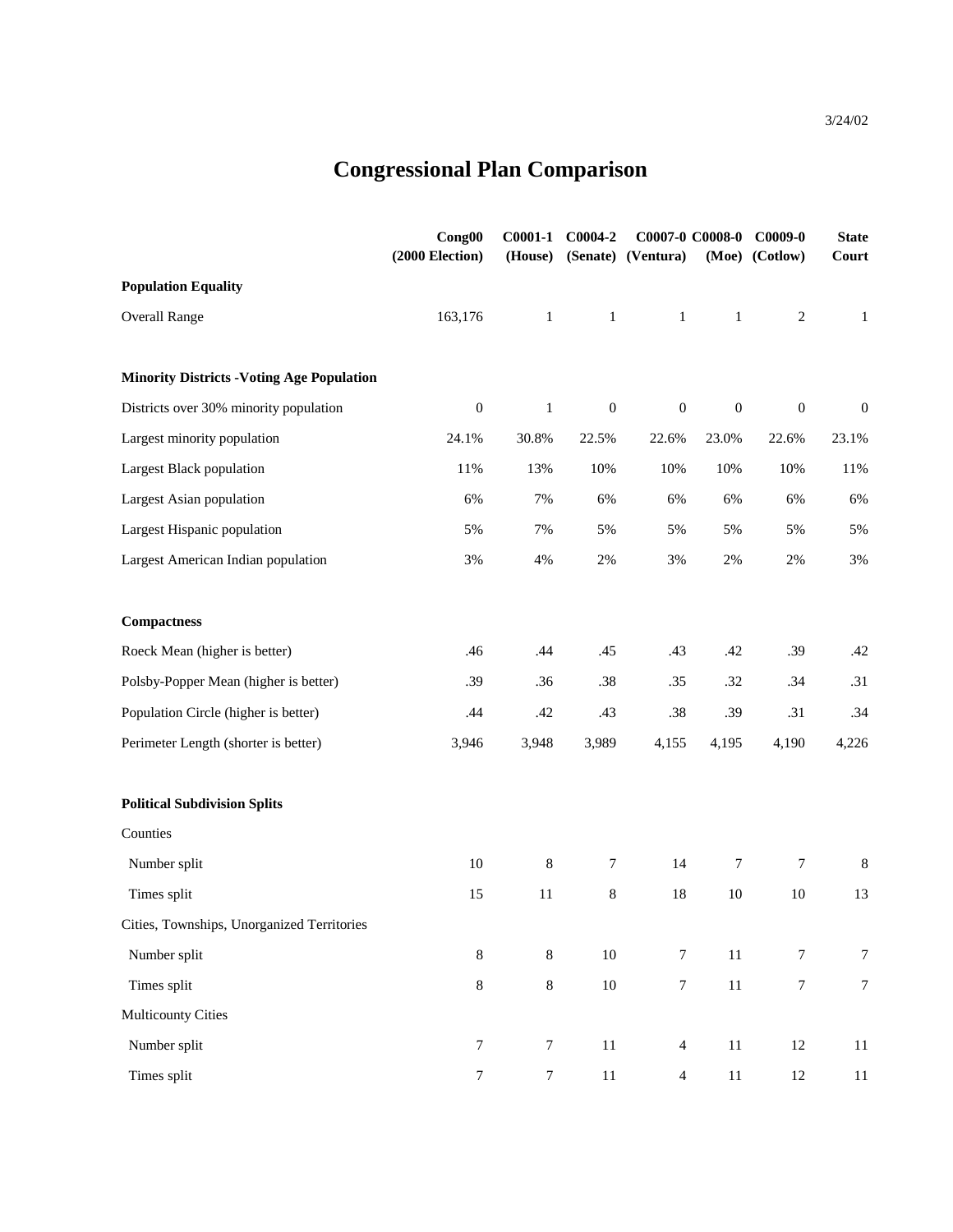3/24/02

# Congressional Plan Comparison

| | Cong00 (2000 Election) | C0001-1 (House) | C0004-2 (Senate) | C0007-0 (Ventura) | C0008-0 (Moe) | C0009-0 (Cotlow) | State Court |
|---|---|---|---|---|---|---|---|
| **Population Equality** | | | | | | | |
| Overall Range | 163,176 | 1 | 1 | 1 | 1 | 2 | 1 |
| **Minority Districts -Voting Age Population** | | | | | | | |
| Districts over 30% minority population | 0 | 1 | 0 | 0 | 0 | 0 | 0 |
| Largest minority population | 24.1% | 30.8% | 22.5% | 22.6% | 23.0% | 22.6% | 23.1% |
| Largest Black population | 11% | 13% | 10% | 10% | 10% | 10% | 11% |
| Largest Asian population | 6% | 7% | 6% | 6% | 6% | 6% | 6% |
| Largest Hispanic population | 5% | 7% | 5% | 5% | 5% | 5% | 5% |
| Largest American Indian population | 3% | 4% | 2% | 3% | 2% | 2% | 3% |
| **Compactness** | | | | | | | |
| Roeck Mean (higher is better) | .46 | .44 | .45 | .43 | .42 | .39 | .42 |
| Polsby-Popper Mean (higher is better) | .39 | .36 | .38 | .35 | .32 | .34 | .31 |
| Population Circle (higher is better) | .44 | .42 | .43 | .38 | .39 | .31 | .34 |
| Perimeter Length (shorter is better) | 3,946 | 3,948 | 3,989 | 4,155 | 4,195 | 4,190 | 4,226 |
| **Political Subdivision Splits** | | | | | | | |
| Counties | | | | | | | |
| Number split | 10 | 8 | 7 | 14 | 7 | 7 | 8 |
| Times split | 15 | 11 | 8 | 18 | 10 | 10 | 13 |
| Cities, Townships, Unorganized Territories | | | | | | | |
| Number split | 8 | 8 | 10 | 7 | 11 | 7 | 7 |
| Times split | 8 | 8 | 10 | 7 | 11 | 7 | 7 |
| Multicounty Cities | | | | | | | |
| Number split | 7 | 7 | 11 | 4 | 11 | 12 | 11 |
| Times split | 7 | 7 | 11 | 4 | 11 | 12 | 11 |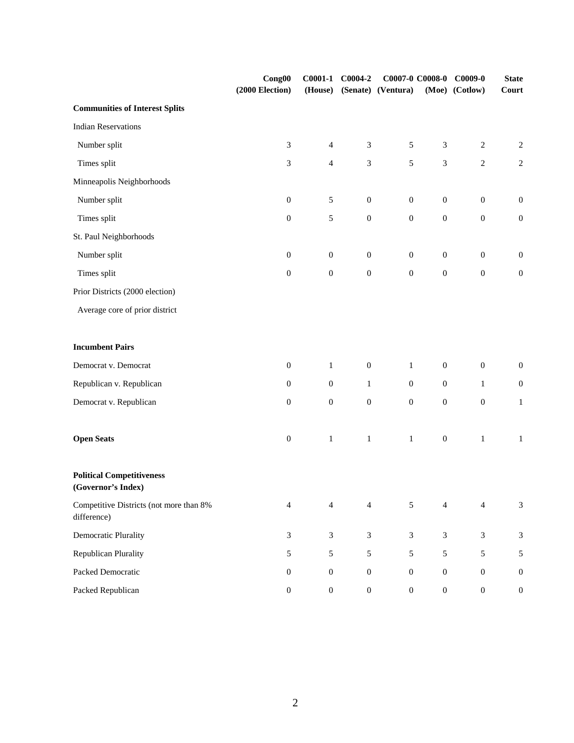| | Cong00 (2000 Election) | C0001-1 (House) | C0004-2 (Senate) | C0007-0 (Ventura) | C0008-0 (Moe) | C0009-0 (Cotlow) | State Court |
|---|---|---|---|---|---|---|---|
| **Communities of Interest Splits** | | | | | | | |
| Indian Reservations | | | | | | | |
| Number split | 3 | 4 | 3 | 5 | 3 | 2 | 2 |
| Times split | 3 | 4 | 3 | 5 | 3 | 2 | 2 |
| Minneapolis Neighborhoods | | | | | | | |
| Number split | 0 | 5 | 0 | 0 | 0 | 0 | 0 |
| Times split | 0 | 5 | 0 | 0 | 0 | 0 | 0 |
| St. Paul Neighborhoods | | | | | | | |
| Number split | 0 | 0 | 0 | 0 | 0 | 0 | 0 |
| Times split | 0 | 0 | 0 | 0 | 0 | 0 | 0 |
| Prior Districts (2000 election) | | | | | | | |
| Average core of prior district | | | | | | | |
| **Incumbent Pairs** | | | | | | | |
| Democrat v. Democrat | 0 | 1 | 0 | 1 | 0 | 0 | 0 |
| Republican v. Republican | 0 | 0 | 1 | 0 | 0 | 1 | 0 |
| Democrat v. Republican | 0 | 0 | 0 | 0 | 0 | 0 | 1 |
| **Open Seats** | 0 | 1 | 1 | 1 | 0 | 1 | 1 |
| **Political Competitiveness (Governor's Index)** | | | | | | | |
| Competitive Districts (not more than 8% difference) | 4 | 4 | 4 | 5 | 4 | 4 | 3 |
| Democratic Plurality | 3 | 3 | 3 | 3 | 3 | 3 | 3 |
| Republican Plurality | 5 | 5 | 5 | 5 | 5 | 5 | 5 |
| Packed Democratic | 0 | 0 | 0 | 0 | 0 | 0 | 0 |
| Packed Republican | 0 | 0 | 0 | 0 | 0 | 0 | 0 |